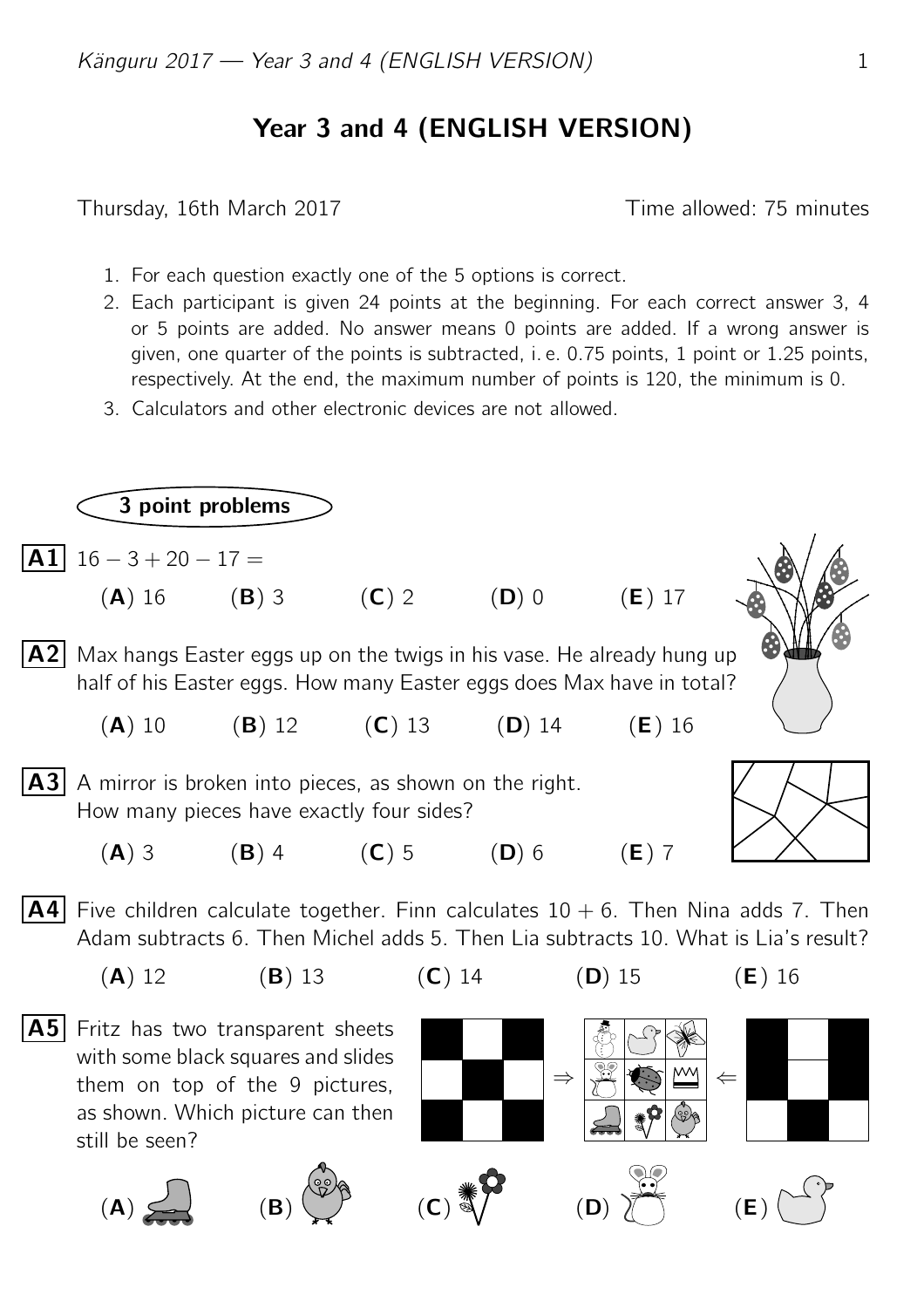# Year 3 and 4 (ENGLISH VERSION)

Thursday, 16th March 2017 — Time allowed: 75 minutes

1. For each question exactly one of the 5 options is correct.
2. Each participant is given 24 points at the beginning. For each correct answer 3, 4 or 5 points are added. No answer means 0 points are added. If a wrong answer is given, one quarter of the points is subtracted, i. e. 0.75 points, 1 point or 1.25 points, respectively. At the end, the maximum number of points is 120, the minimum is 0.
3. Calculators and other electronic devices are not allowed.

## 3 point problems

**A1** $16 - 3 + 20 - 17 =$

(**A**) 16 (**B**) 3 (**C**) 2 (**D**) 0 (**E**) 17

**A2** Max hangs Easter eggs up on the twigs in his vase. He already hung up half of his Easter eggs. How many Easter eggs does Max have in total?

(**A**) 10 (**B**) 12 (**C**) 13 (**D**) 14 (**E**) 16

**A3** A mirror is broken into pieces, as shown on the right. How many pieces have exactly four sides?

(**A**) 3 (**B**) 4 (**C**) 5 (**D**) 6 (**E**) 7

**A4** Five children calculate together. Finn calculates $10 + 6$. Then Nina adds 7. Then Adam subtracts 6. Then Michel adds 5. Then Lia subtracts 10. What is Lia's result?

(**A**) 12 (**B**) 13 (**C**) 14 (**D**) 15 (**E**) 16

**A5** Fritz has two transparent sheets with some black squares and slides them on top of the 9 pictures, as shown. Which picture can then still be seen?

(**A**) (**B**) (**C**) (**D**) (**E**)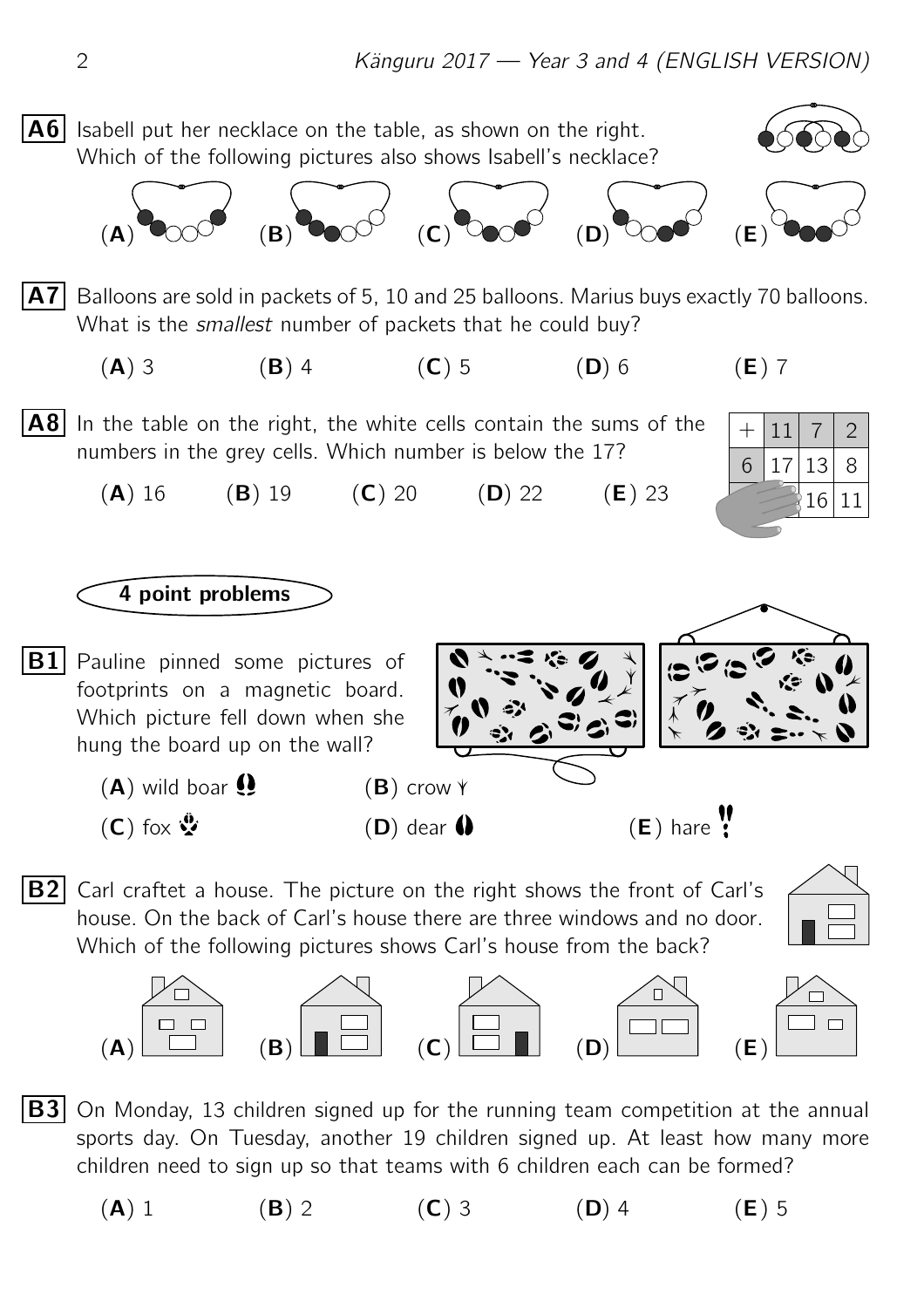**A6** Isabell put her necklace on the table, as shown on the right. Which of the following pictures also shows Isabell's necklace?

(**A**) (**B**) (**C**) (**D**) (**E**)

**A7** Balloons are sold in packets of 5, 10 and 25 balloons. Marius buys exactly 70 balloons. What is the *smallest* number of packets that he could buy?

(**A**) 3 (**B**) 4 (**C**) 5 (**D**) 6 (**E**) 7

**A8** In the table on the right, the white cells contain the sums of the numbers in the grey cells. Which number is below the 17?

| + | 11 | 7 | 2 |
|---|---|---|---|
| 6 | 17 | 13 | 8 |
| | | 16 | 11 |

(**A**) 16 (**B**) 19 (**C**) 20 (**D**) 22 (**E**) 23

## 4 point problems

**B1** Pauline pinned some pictures of footprints on a magnetic board. Which picture fell down when she hung the board up on the wall?

(**A**) wild boar (**B**) crow (**C**) fox (**D**) dear (**E**) hare

**B2** Carl craftet a house. The picture on the right shows the front of Carl's house. On the back of Carl's house there are three windows and no door. Which of the following pictures shows Carl's house from the back?

(**A**) (**B**) (**C**) (**D**) (**E**)

**B3** On Monday, 13 children signed up for the running team competition at the annual sports day. On Tuesday, another 19 children signed up. At least how many more children need to sign up so that teams with 6 children each can be formed?

(**A**) 1 (**B**) 2 (**C**) 3 (**D**) 4 (**E**) 5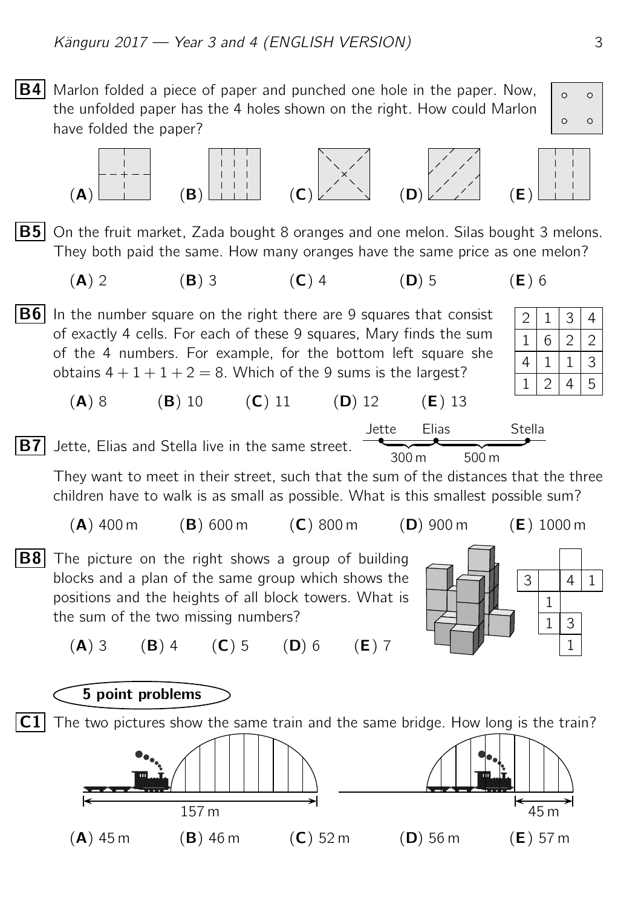**B4** Marlon folded a piece of paper and punched one hole in the paper. Now, the unfolded paper has the 4 holes shown on the right. How could Marlon have folded the paper?

(**A**) (**B**) (**C**) (**D**) (**E**)

**B5** On the fruit market, Zada bought 8 oranges and one melon. Silas bought 3 melons. They both paid the same. How many oranges have the same price as one melon?

(**A**) 2 (**B**) 3 (**C**) 4 (**D**) 5 (**E**) 6

**B6** In the number square on the right there are 9 squares that consist of exactly 4 cells. For each of these 9 squares, Mary finds the sum of the 4 numbers. For example, for the bottom left square she obtains $4 + 1 + 1 + 2 = 8$. Which of the 9 sums is the largest?

| 2 | 1 | 3 | 4 |
|---|---|---|---|
| 1 | 6 | 2 | 2 |
| 4 | 1 | 1 | 3 |
| 1 | 2 | 4 | 5 |

(**A**) 8 (**B**) 10 (**C**) 11 (**D**) 12 (**E**) 13

**B7** Jette, Elias and Stella live in the same street.

Jette — 300 m — Elias — 500 m — Stella

They want to meet in their street, such that the sum of the distances that the three children have to walk is as small as possible. What is this smallest possible sum?

(**A**) 400 m (**B**) 600 m (**C**) 800 m (**D**) 900 m (**E**) 1000 m

**B8** The picture on the right shows a group of building blocks and a plan of the same group which shows the positions and the heights of all block towers. What is the sum of the two missing numbers?

| | | | |
|---|---|---|---|
| | | | |
| 3 | | 4 | 1 |
| | 1 | | |
| | 1 | 3 | |
| | | 1 | |

(**A**) 3 (**B**) 4 (**C**) 5 (**D**) 6 (**E**) 7

**5 point problems**

**C1** The two pictures show the same train and the same bridge. How long is the train?

157 m

45 m

(**A**) 45 m (**B**) 46 m (**C**) 52 m (**D**) 56 m (**E**) 57 m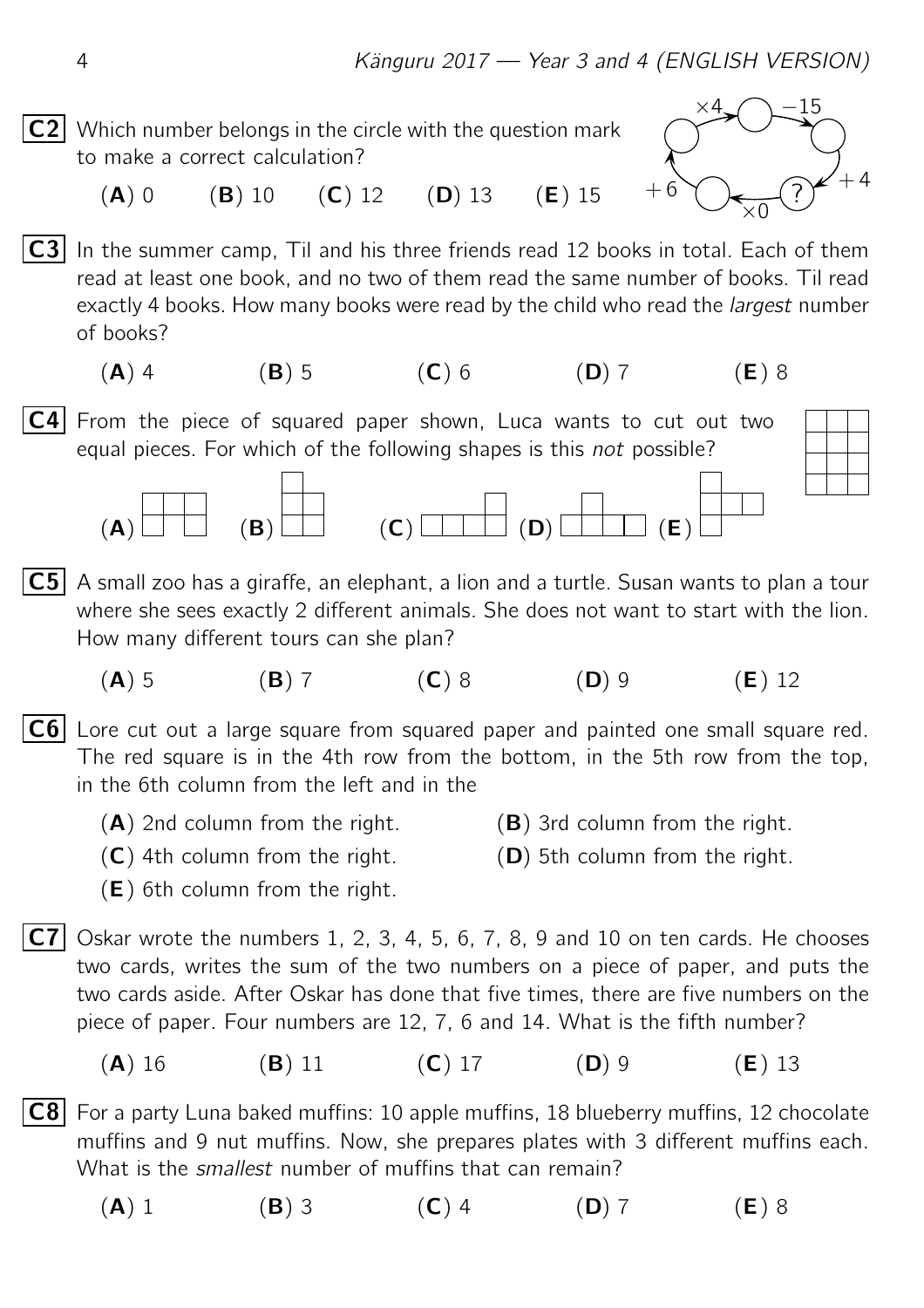**C2** Which number belongs in the circle with the question mark to make a correct calculation?

×4

−15

+4

×0

+6

?

(**A**) 0 (**B**) 10 (**C**) 12 (**D**) 13 (**E**) 15

**C3** In the summer camp, Til and his three friends read 12 books in total. Each of them read at least one book, and no two of them read the same number of books. Til read exactly 4 books. How many books were read by the child who read the *largest* number of books?

(**A**) 4 (**B**) 5 (**C**) 6 (**D**) 7 (**E**) 8

**C4** From the piece of squared paper shown, Luca wants to cut out two equal pieces. For which of the following shapes is this *not* possible?

(**A**) (**B**) (**C**) (**D**) (**E**)

**C5** A small zoo has a giraffe, an elephant, a lion and a turtle. Susan wants to plan a tour where she sees exactly 2 different animals. She does not want to start with the lion. How many different tours can she plan?

(**A**) 5 (**B**) 7 (**C**) 8 (**D**) 9 (**E**) 12

**C6** Lore cut out a large square from squared paper and painted one small square red. The red square is in the 4th row from the bottom, in the 5th row from the top, in the 6th column from the left and in the

(**A**) 2nd column from the right.
(**B**) 3rd column from the right.
(**C**) 4th column from the right.
(**D**) 5th column from the right.
(**E**) 6th column from the right.

**C7** Oskar wrote the numbers 1, 2, 3, 4, 5, 6, 7, 8, 9 and 10 on ten cards. He chooses two cards, writes the sum of the two numbers on a piece of paper, and puts the two cards aside. After Oskar has done that five times, there are five numbers on the piece of paper. Four numbers are 12, 7, 6 and 14. What is the fifth number?

(**A**) 16 (**B**) 11 (**C**) 17 (**D**) 9 (**E**) 13

**C8** For a party Luna baked muffins: 10 apple muffins, 18 blueberry muffins, 12 chocolate muffins and 9 nut muffins. Now, she prepares plates with 3 different muffins each. What is the *smallest* number of muffins that can remain?

(**A**) 1 (**B**) 3 (**C**) 4 (**D**) 7 (**E**) 8